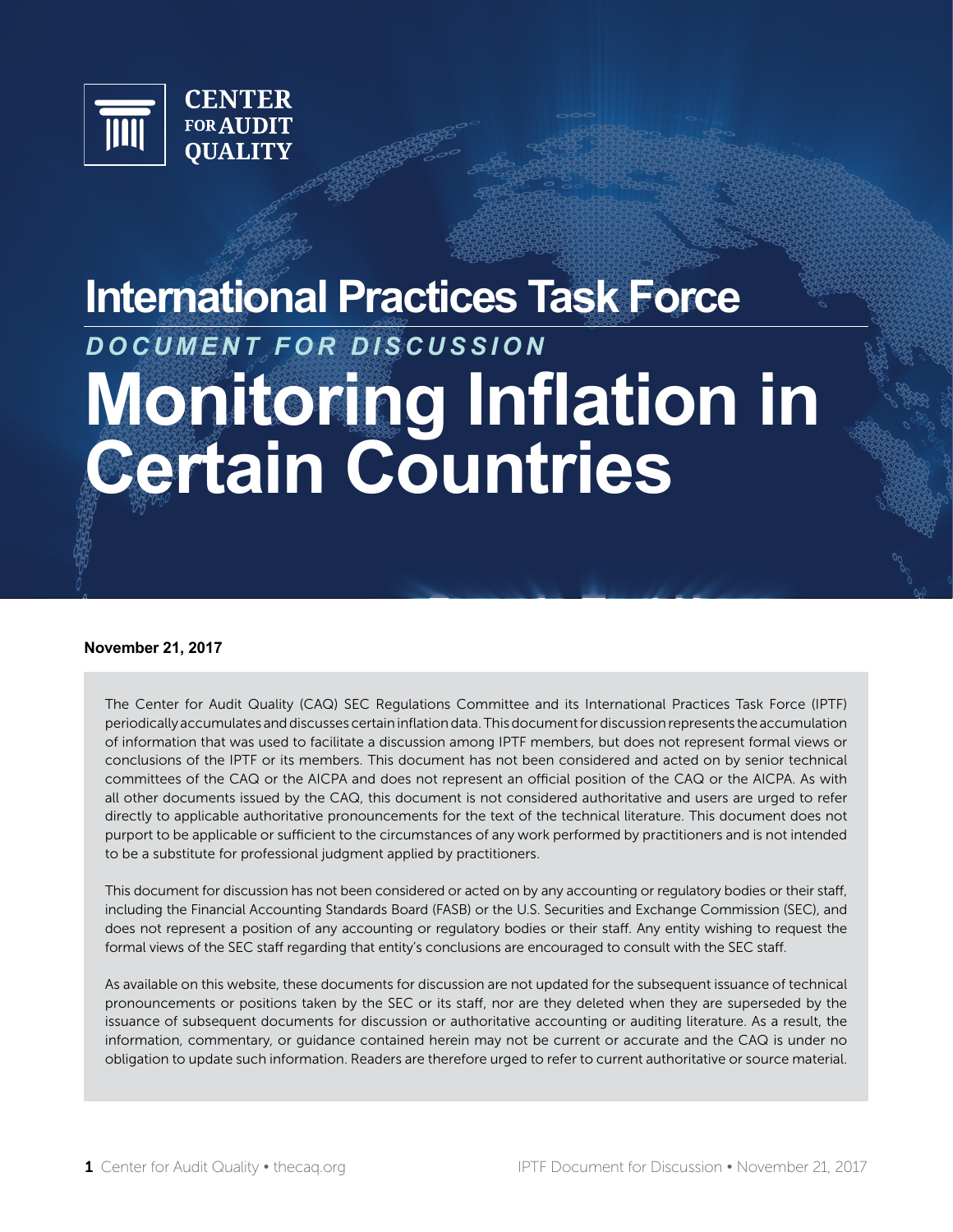CENTER FOR AUDIT QUALITY

# International Practices Task Force

*DOCUMENT FOR DISCUSSION*

# Monitoring Inflation in Certain Countries

**November 21, 2017**

The Center for Audit Quality (CAQ) SEC Regulations Committee and its International Practices Task Force (IPTF) periodically accumulates and discusses certain inflation data. This document for discussion represents the accumulation of information that was used to facilitate a discussion among IPTF members, but does not represent formal views or conclusions of the IPTF or its members. This document has not been considered and acted on by senior technical committees of the CAQ or the AICPA and does not represent an official position of the CAQ or the AICPA. As with all other documents issued by the CAQ, this document is not considered authoritative and users are urged to refer directly to applicable authoritative pronouncements for the text of the technical literature. This document does not purport to be applicable or sufficient to the circumstances of any work performed by practitioners and is not intended to be a substitute for professional judgment applied by practitioners.

This document for discussion has not been considered or acted on by any accounting or regulatory bodies or their staff, including the Financial Accounting Standards Board (FASB) or the U.S. Securities and Exchange Commission (SEC), and does not represent a position of any accounting or regulatory bodies or their staff. Any entity wishing to request the formal views of the SEC staff regarding that entity's conclusions are encouraged to consult with the SEC staff.

As available on this website, these documents for discussion are not updated for the subsequent issuance of technical pronouncements or positions taken by the SEC or its staff, nor are they deleted when they are superseded by the issuance of subsequent documents for discussion or authoritative accounting or auditing literature. As a result, the information, commentary, or guidance contained herein may not be current or accurate and the CAQ is under no obligation to update such information. Readers are therefore urged to refer to current authoritative or source material.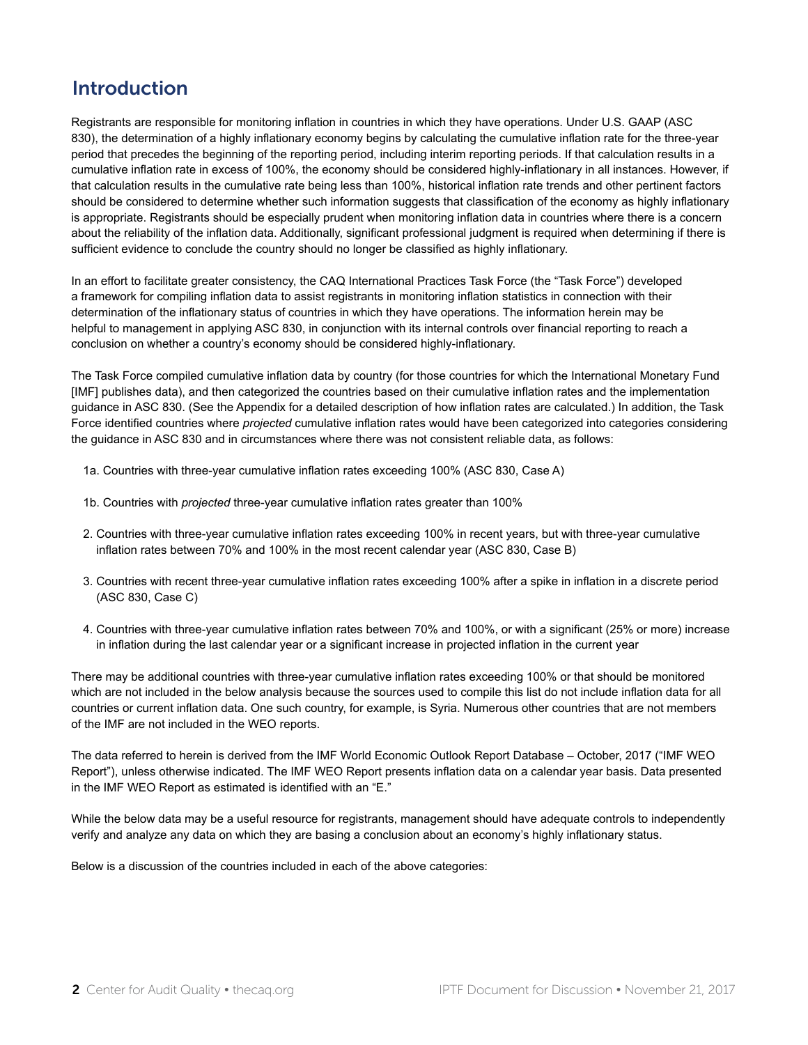## Introduction

Registrants are responsible for monitoring inflation in countries in which they have operations. Under U.S. GAAP (ASC 830), the determination of a highly inflationary economy begins by calculating the cumulative inflation rate for the three-year period that precedes the beginning of the reporting period, including interim reporting periods. If that calculation results in a cumulative inflation rate in excess of 100%, the economy should be considered highly-inflationary in all instances. However, if that calculation results in the cumulative rate being less than 100%, historical inflation rate trends and other pertinent factors should be considered to determine whether such information suggests that classification of the economy as highly inflationary is appropriate. Registrants should be especially prudent when monitoring inflation data in countries where there is a concern about the reliability of the inflation data. Additionally, significant professional judgment is required when determining if there is sufficient evidence to conclude the country should no longer be classified as highly inflationary.

In an effort to facilitate greater consistency, the CAQ International Practices Task Force (the "Task Force") developed a framework for compiling inflation data to assist registrants in monitoring inflation statistics in connection with their determination of the inflationary status of countries in which they have operations. The information herein may be helpful to management in applying ASC 830, in conjunction with its internal controls over financial reporting to reach a conclusion on whether a country's economy should be considered highly-inflationary.

The Task Force compiled cumulative inflation data by country (for those countries for which the International Monetary Fund [IMF] publishes data), and then categorized the countries based on their cumulative inflation rates and the implementation guidance in ASC 830. (See the Appendix for a detailed description of how inflation rates are calculated.) In addition, the Task Force identified countries where *projected* cumulative inflation rates would have been categorized into categories considering the guidance in ASC 830 and in circumstances where there was not consistent reliable data, as follows:

1a. Countries with three-year cumulative inflation rates exceeding 100% (ASC 830, Case A)

1b. Countries with *projected* three-year cumulative inflation rates greater than 100%

2. Countries with three-year cumulative inflation rates exceeding 100% in recent years, but with three-year cumulative inflation rates between 70% and 100% in the most recent calendar year (ASC 830, Case B)

3. Countries with recent three-year cumulative inflation rates exceeding 100% after a spike in inflation in a discrete period (ASC 830, Case C)

4. Countries with three-year cumulative inflation rates between 70% and 100%, or with a significant (25% or more) increase in inflation during the last calendar year or a significant increase in projected inflation in the current year

There may be additional countries with three-year cumulative inflation rates exceeding 100% or that should be monitored which are not included in the below analysis because the sources used to compile this list do not include inflation data for all countries or current inflation data. One such country, for example, is Syria. Numerous other countries that are not members of the IMF are not included in the WEO reports.

The data referred to herein is derived from the IMF World Economic Outlook Report Database – October, 2017 ("IMF WEO Report"), unless otherwise indicated. The IMF WEO Report presents inflation data on a calendar year basis. Data presented in the IMF WEO Report as estimated is identified with an "E."

While the below data may be a useful resource for registrants, management should have adequate controls to independently verify and analyze any data on which they are basing a conclusion about an economy's highly inflationary status.

Below is a discussion of the countries included in each of the above categories: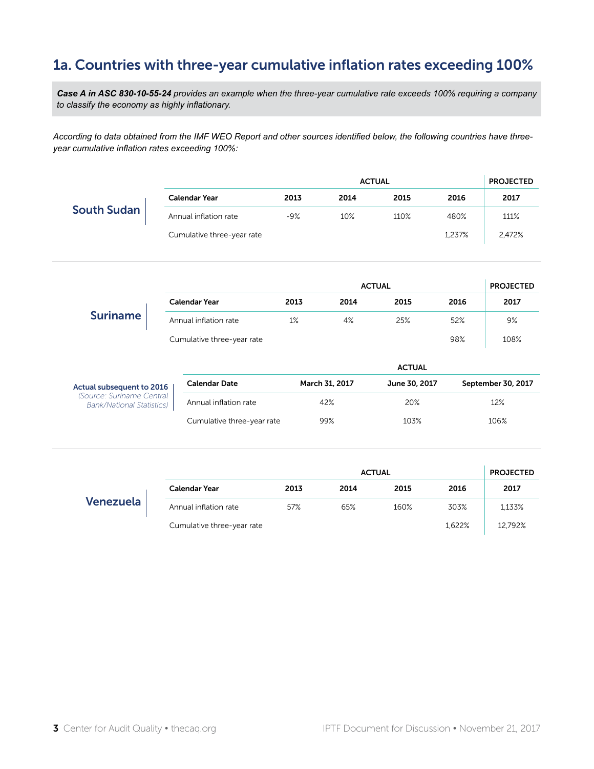## 1a. Countries with three-year cumulative inflation rates exceeding 100%

***Case A in ASC 830-10-55-24*** *provides an example when the three-year cumulative rate exceeds 100% requiring a company to classify the economy as highly inflationary.*

*According to data obtained from the IMF WEO Report and other sources identified below, the following countries have three-year cumulative inflation rates exceeding 100%:*

### South Sudan

| | ACTUAL | | | | PROJECTED |
|---|---|---|---|---|---|
| **Calendar Year** | **2013** | **2014** | **2015** | **2016** | **2017** |
| Annual inflation rate | -9% | 10% | 110% | 480% | 111% |
| Cumulative three-year rate | | | | 1,237% | 2,472% |

### Suriname

| | ACTUAL | | | | PROJECTED |
|---|---|---|---|---|---|
| **Calendar Year** | **2013** | **2014** | **2015** | **2016** | **2017** |
| Annual inflation rate | 1% | 4% | 25% | 52% | 9% |
| Cumulative three-year rate | | | | 98% | 108% |

**Actual subsequent to 2016**
*(Source: Suriname Central Bank/National Statistics)*

| | ACTUAL | | |
|---|---|---|---|
| **Calendar Date** | **March 31, 2017** | **June 30, 2017** | **September 30, 2017** |
| Annual inflation rate | 42% | 20% | 12% |
| Cumulative three-year rate | 99% | 103% | 106% |

### Venezuela

| | ACTUAL | | | | PROJECTED |
|---|---|---|---|---|---|
| **Calendar Year** | **2013** | **2014** | **2015** | **2016** | **2017** |
| Annual inflation rate | 57% | 65% | 160% | 303% | 1,133% |
| Cumulative three-year rate | | | | 1,622% | 12,792% |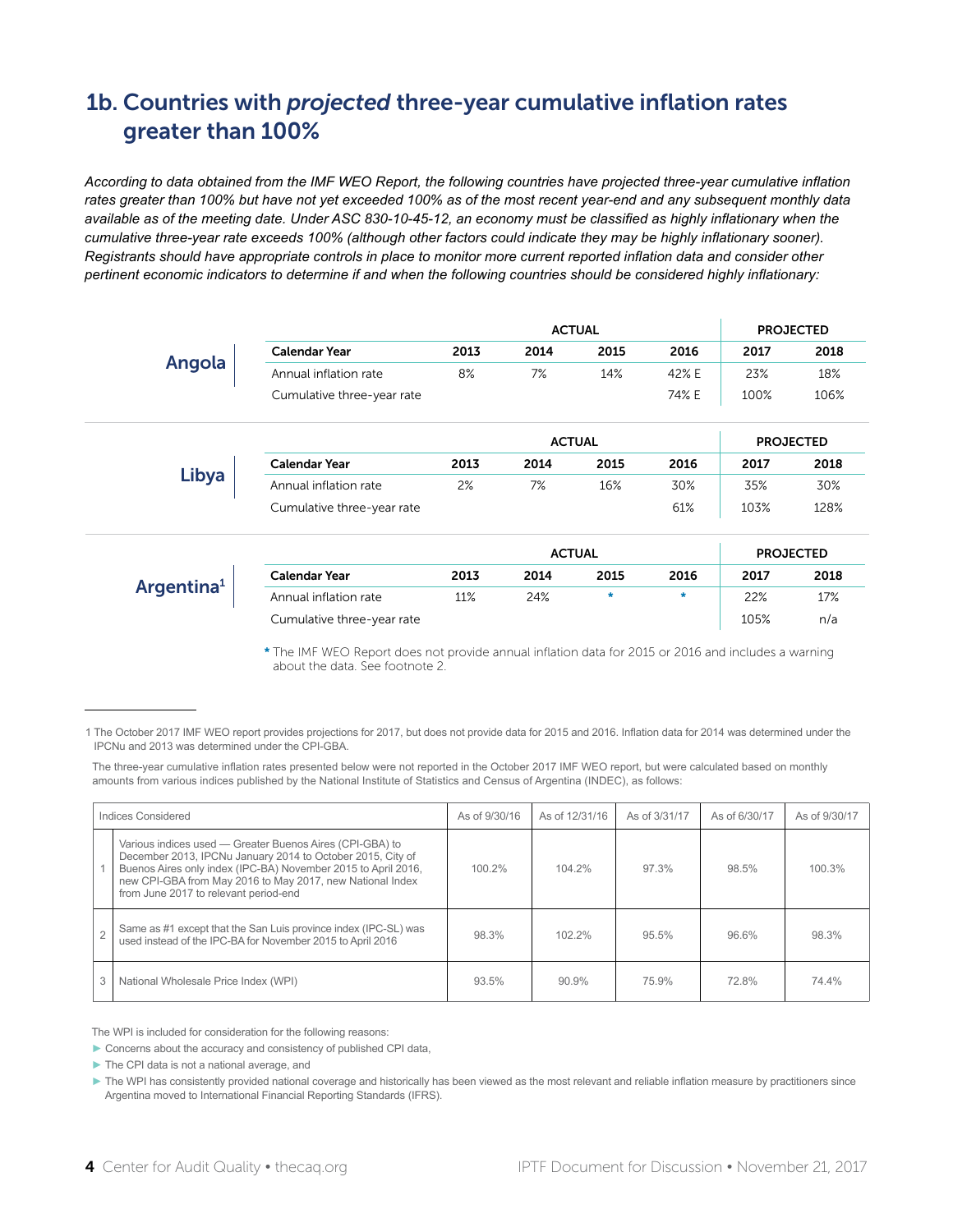## 1b. Countries with *projected* three-year cumulative inflation rates greater than 100%

*According to data obtained from the IMF WEO Report, the following countries have projected three-year cumulative inflation rates greater than 100% but have not yet exceeded 100% as of the most recent year-end and any subsequent monthly data available as of the meeting date. Under ASC 830-10-45-12, an economy must be classified as highly inflationary when the cumulative three-year rate exceeds 100% (although other factors could indicate they may be highly inflationary sooner). Registrants should have appropriate controls in place to monitor more current reported inflation data and consider other pertinent economic indicators to determine if and when the following countries should be considered highly inflationary:*

### Angola

| | ACTUAL | | | | PROJECTED | |
|---|---|---|---|---|---|---|
| **Calendar Year** | **2013** | **2014** | **2015** | **2016** | **2017** | **2018** |
| Annual inflation rate | 8% | 7% | 14% | 42% E | 23% | 18% |
| Cumulative three-year rate | | | | 74% E | 100% | 106% |

### Libya

| | ACTUAL | | | | PROJECTED | |
|---|---|---|---|---|---|---|
| **Calendar Year** | **2013** | **2014** | **2015** | **2016** | **2017** | **2018** |
| Annual inflation rate | 2% | 7% | 16% | 30% | 35% | 30% |
| Cumulative three-year rate | | | | 61% | 103% | 128% |

### Argentina[1]

| | ACTUAL | | | | PROJECTED | |
|---|---|---|---|---|---|---|
| **Calendar Year** | **2013** | **2014** | **2015** | **2016** | **2017** | **2018** |
| Annual inflation rate | 11% | 24% | * | * | 22% | 17% |
| Cumulative three-year rate | | | | | 105% | n/a |

\* The IMF WEO Report does not provide annual inflation data for 2015 or 2016 and includes a warning about the data. See footnote 2.

---

1 The October 2017 IMF WEO report provides projections for 2017, but does not provide data for 2015 and 2016. Inflation data for 2014 was determined under the IPCNu and 2013 was determined under the CPI-GBA.

The three-year cumulative inflation rates presented below were not reported in the October 2017 IMF WEO report, but were calculated based on monthly amounts from various indices published by the National Institute of Statistics and Census of Argentina (INDEC), as follows:

| | Indices Considered | As of 9/30/16 | As of 12/31/16 | As of 3/31/17 | As of 6/30/17 | As of 9/30/17 |
|---|---|---|---|---|---|---|
| 1 | Various indices used — Greater Buenos Aires (CPI-GBA) to December 2013, IPCNu January 2014 to October 2015, City of Buenos Aires only index (IPC-BA) November 2015 to April 2016, new CPI-GBA from May 2016 to May 2017, new National Index from June 2017 to relevant period-end | 100.2% | 104.2% | 97.3% | 98.5% | 100.3% |
| 2 | Same as #1 except that the San Luis province index (IPC-SL) was used instead of the IPC-BA for November 2015 to April 2016 | 98.3% | 102.2% | 95.5% | 96.6% | 98.3% |
| 3 | National Wholesale Price Index (WPI) | 93.5% | 90.9% | 75.9% | 72.8% | 74.4% |

The WPI is included for consideration for the following reasons:

- Concerns about the accuracy and consistency of published CPI data,
- The CPI data is not a national average, and
- The WPI has consistently provided national coverage and historically has been viewed as the most relevant and reliable inflation measure by practitioners since Argentina moved to International Financial Reporting Standards (IFRS).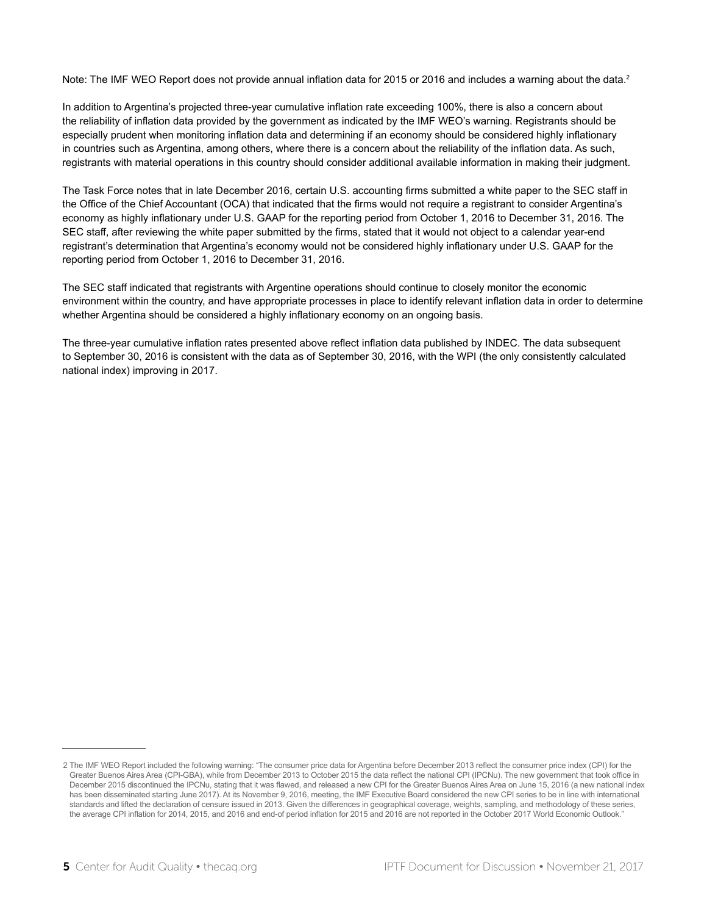Note: The IMF WEO Report does not provide annual inflation data for 2015 or 2016 and includes a warning about the data.[2]

In addition to Argentina's projected three-year cumulative inflation rate exceeding 100%, there is also a concern about the reliability of inflation data provided by the government as indicated by the IMF WEO's warning. Registrants should be especially prudent when monitoring inflation data and determining if an economy should be considered highly inflationary in countries such as Argentina, among others, where there is a concern about the reliability of the inflation data. As such, registrants with material operations in this country should consider additional available information in making their judgment.

The Task Force notes that in late December 2016, certain U.S. accounting firms submitted a white paper to the SEC staff in the Office of the Chief Accountant (OCA) that indicated that the firms would not require a registrant to consider Argentina's economy as highly inflationary under U.S. GAAP for the reporting period from October 1, 2016 to December 31, 2016. The SEC staff, after reviewing the white paper submitted by the firms, stated that it would not object to a calendar year-end registrant's determination that Argentina's economy would not be considered highly inflationary under U.S. GAAP for the reporting period from October 1, 2016 to December 31, 2016.

The SEC staff indicated that registrants with Argentine operations should continue to closely monitor the economic environment within the country, and have appropriate processes in place to identify relevant inflation data in order to determine whether Argentina should be considered a highly inflationary economy on an ongoing basis.

The three-year cumulative inflation rates presented above reflect inflation data published by INDEC. The data subsequent to September 30, 2016 is consistent with the data as of September 30, 2016, with the WPI (the only consistently calculated national index) improving in 2017.

---

2 The IMF WEO Report included the following warning: "The consumer price data for Argentina before December 2013 reflect the consumer price index (CPI) for the Greater Buenos Aires Area (CPI-GBA), while from December 2013 to October 2015 the data reflect the national CPI (IPCNu). The new government that took office in December 2015 discontinued the IPCNu, stating that it was flawed, and released a new CPI for the Greater Buenos Aires Area on June 15, 2016 (a new national index has been disseminated starting June 2017). At its November 9, 2016, meeting, the IMF Executive Board considered the new CPI series to be in line with international standards and lifted the declaration of censure issued in 2013. Given the differences in geographical coverage, weights, sampling, and methodology of these series, the average CPI inflation for 2014, 2015, and 2016 and end-of period inflation for 2015 and 2016 are not reported in the October 2017 World Economic Outlook."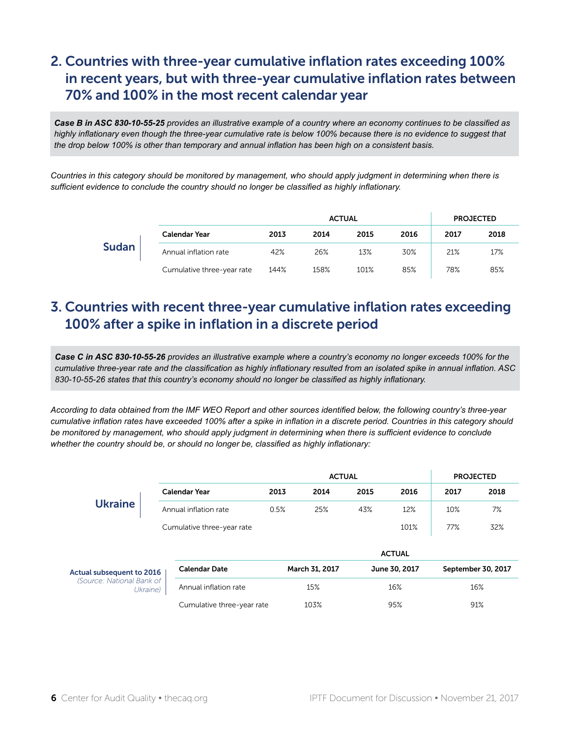## 2. Countries with three-year cumulative inflation rates exceeding 100% in recent years, but with three-year cumulative inflation rates between 70% and 100% in the most recent calendar year

***Case B in ASC 830-10-55-25*** *provides an illustrative example of a country where an economy continues to be classified as highly inflationary even though the three-year cumulative rate is below 100% because there is no evidence to suggest that the drop below 100% is other than temporary and annual inflation has been high on a consistent basis.*

*Countries in this category should be monitored by management, who should apply judgment in determining when there is sufficient evidence to conclude the country should no longer be classified as highly inflationary.*

**Sudan**

| | ACTUAL | | | | PROJECTED | |
|---|---|---|---|---|---|---|
| **Calendar Year** | **2013** | **2014** | **2015** | **2016** | **2017** | **2018** |
| Annual inflation rate | 42% | 26% | 13% | 30% | 21% | 17% |
| Cumulative three-year rate | 144% | 158% | 101% | 85% | 78% | 85% |

## 3. Countries with recent three-year cumulative inflation rates exceeding 100% after a spike in inflation in a discrete period

***Case C in ASC 830-10-55-26*** *provides an illustrative example where a country's economy no longer exceeds 100% for the cumulative three-year rate and the classification as highly inflationary resulted from an isolated spike in annual inflation. ASC 830-10-55-26 states that this country's economy should no longer be classified as highly inflationary.*

*According to data obtained from the IMF WEO Report and other sources identified below, the following country's three-year cumulative inflation rates have exceeded 100% after a spike in inflation in a discrete period. Countries in this category should be monitored by management, who should apply judgment in determining when there is sufficient evidence to conclude whether the country should be, or should no longer be, classified as highly inflationary:*

**Ukraine**

| | ACTUAL | | | | PROJECTED | |
|---|---|---|---|---|---|---|
| **Calendar Year** | **2013** | **2014** | **2015** | **2016** | **2017** | **2018** |
| Annual inflation rate | 0.5% | 25% | 43% | 12% | 10% | 7% |
| Cumulative three-year rate | | | | 101% | 77% | 32% |

**Actual subsequent to 2016**
*(Source: National Bank of Ukraine)*

| | ACTUAL | | |
|---|---|---|---|
| **Calendar Date** | **March 31, 2017** | **June 30, 2017** | **September 30, 2017** |
| Annual inflation rate | 15% | 16% | 16% |
| Cumulative three-year rate | 103% | 95% | 91% |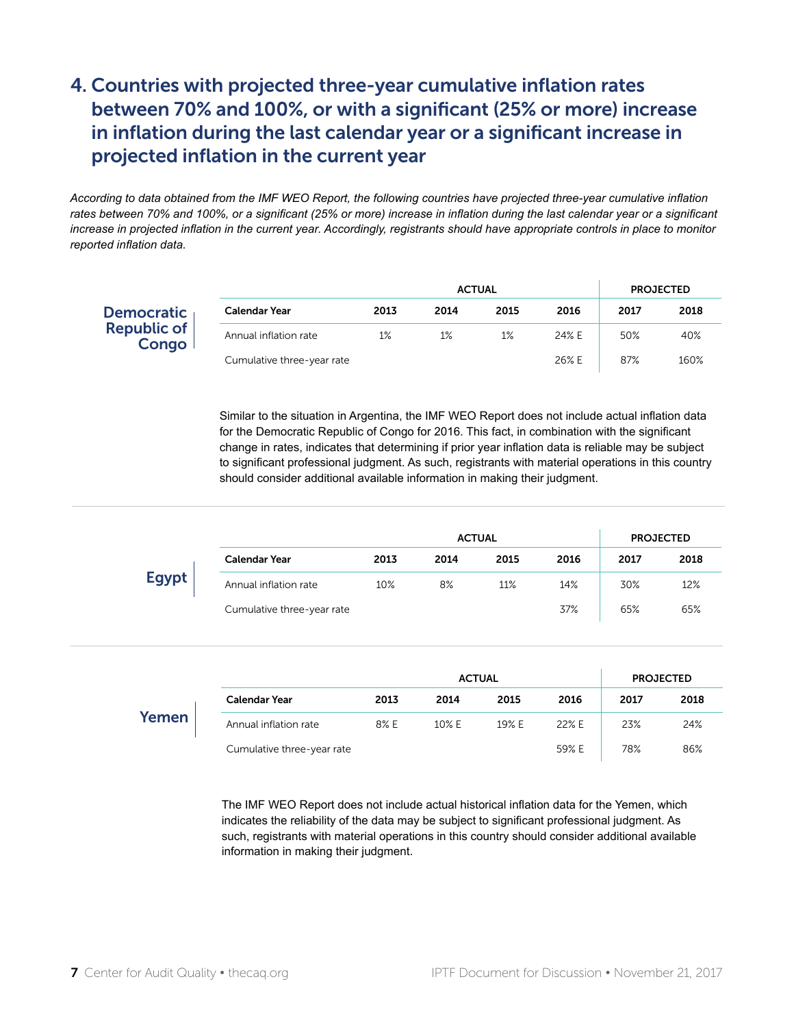## 4. Countries with projected three-year cumulative inflation rates between 70% and 100%, or with a significant (25% or more) increase in inflation during the last calendar year or a significant increase in projected inflation in the current year

*According to data obtained from the IMF WEO Report, the following countries have projected three-year cumulative inflation rates between 70% and 100%, or a significant (25% or more) increase in inflation during the last calendar year or a significant increase in projected inflation in the current year. Accordingly, registrants should have appropriate controls in place to monitor reported inflation data.*

### Democratic Republic of Congo

| | ACTUAL | | | | PROJECTED | |
|---|---|---|---|---|---|---|
| **Calendar Year** | **2013** | **2014** | **2015** | **2016** | **2017** | **2018** |
| Annual inflation rate | 1% | 1% | 1% | 24% E | 50% | 40% |
| Cumulative three-year rate | | | | 26% E | 87% | 160% |

Similar to the situation in Argentina, the IMF WEO Report does not include actual inflation data for the Democratic Republic of Congo for 2016. This fact, in combination with the significant change in rates, indicates that determining if prior year inflation data is reliable may be subject to significant professional judgment. As such, registrants with material operations in this country should consider additional available information in making their judgment.

### Egypt

| | ACTUAL | | | | PROJECTED | |
|---|---|---|---|---|---|---|
| **Calendar Year** | **2013** | **2014** | **2015** | **2016** | **2017** | **2018** |
| Annual inflation rate | 10% | 8% | 11% | 14% | 30% | 12% |
| Cumulative three-year rate | | | | 37% | 65% | 65% |

### Yemen

| | ACTUAL | | | | PROJECTED | |
|---|---|---|---|---|---|---|
| **Calendar Year** | **2013** | **2014** | **2015** | **2016** | **2017** | **2018** |
| Annual inflation rate | 8% E | 10% E | 19% E | 22% E | 23% | 24% |
| Cumulative three-year rate | | | | 59% E | 78% | 86% |

The IMF WEO Report does not include actual historical inflation data for the Yemen, which indicates the reliability of the data may be subject to significant professional judgment. As such, registrants with material operations in this country should consider additional available information in making their judgment.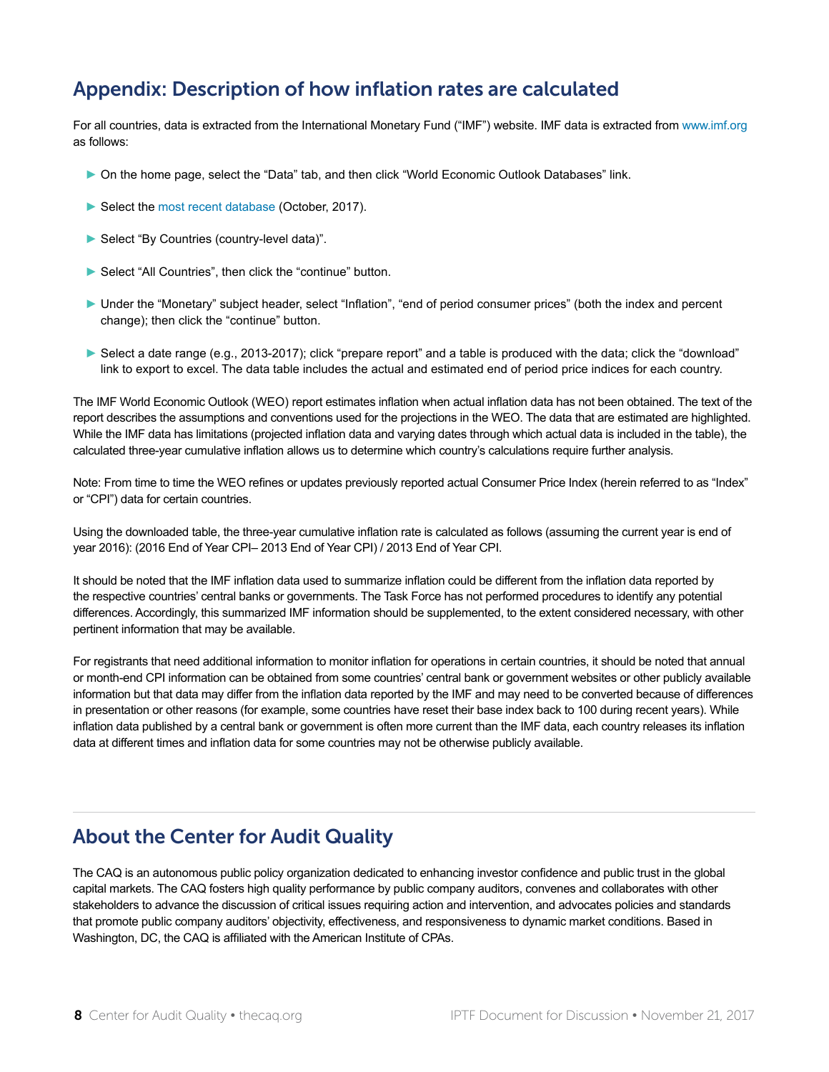## Appendix: Description of how inflation rates are calculated

For all countries, data is extracted from the International Monetary Fund ("IMF") website. IMF data is extracted from www.imf.org as follows:

- On the home page, select the "Data" tab, and then click "World Economic Outlook Databases" link.
- Select the most recent database (October, 2017).
- Select "By Countries (country-level data)".
- Select "All Countries", then click the "continue" button.
- Under the "Monetary" subject header, select "Inflation", "end of period consumer prices" (both the index and percent change); then click the "continue" button.
- Select a date range (e.g., 2013-2017); click "prepare report" and a table is produced with the data; click the "download" link to export to excel. The data table includes the actual and estimated end of period price indices for each country.

The IMF World Economic Outlook (WEO) report estimates inflation when actual inflation data has not been obtained. The text of the report describes the assumptions and conventions used for the projections in the WEO. The data that are estimated are highlighted. While the IMF data has limitations (projected inflation data and varying dates through which actual data is included in the table), the calculated three-year cumulative inflation allows us to determine which country's calculations require further analysis.

Note: From time to time the WEO refines or updates previously reported actual Consumer Price Index (herein referred to as "Index" or "CPI") data for certain countries.

Using the downloaded table, the three-year cumulative inflation rate is calculated as follows (assuming the current year is end of year 2016): (2016 End of Year CPI– 2013 End of Year CPI) / 2013 End of Year CPI.

It should be noted that the IMF inflation data used to summarize inflation could be different from the inflation data reported by the respective countries' central banks or governments. The Task Force has not performed procedures to identify any potential differences. Accordingly, this summarized IMF information should be supplemented, to the extent considered necessary, with other pertinent information that may be available.

For registrants that need additional information to monitor inflation for operations in certain countries, it should be noted that annual or month-end CPI information can be obtained from some countries' central bank or government websites or other publicly available information but that data may differ from the inflation data reported by the IMF and may need to be converted because of differences in presentation or other reasons (for example, some countries have reset their base index back to 100 during recent years). While inflation data published by a central bank or government is often more current than the IMF data, each country releases its inflation data at different times and inflation data for some countries may not be otherwise publicly available.

## About the Center for Audit Quality

The CAQ is an autonomous public policy organization dedicated to enhancing investor confidence and public trust in the global capital markets. The CAQ fosters high quality performance by public company auditors, convenes and collaborates with other stakeholders to advance the discussion of critical issues requiring action and intervention, and advocates policies and standards that promote public company auditors' objectivity, effectiveness, and responsiveness to dynamic market conditions. Based in Washington, DC, the CAQ is affiliated with the American Institute of CPAs.